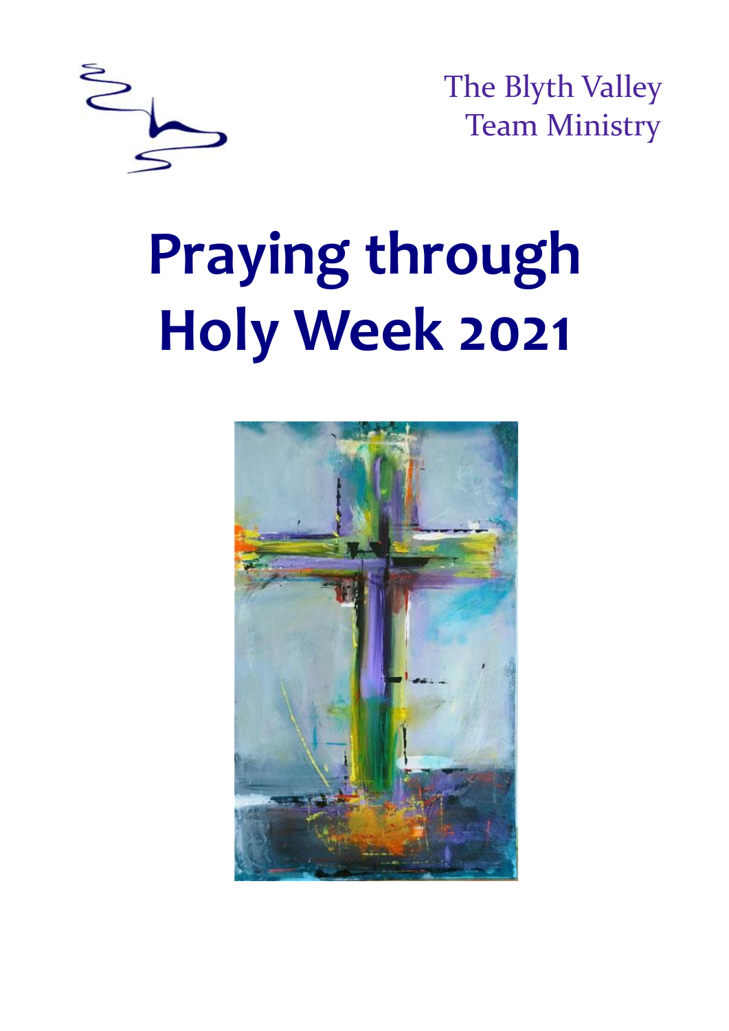The Blyth Valley
Team Ministry

# Praying through Holy Week 2021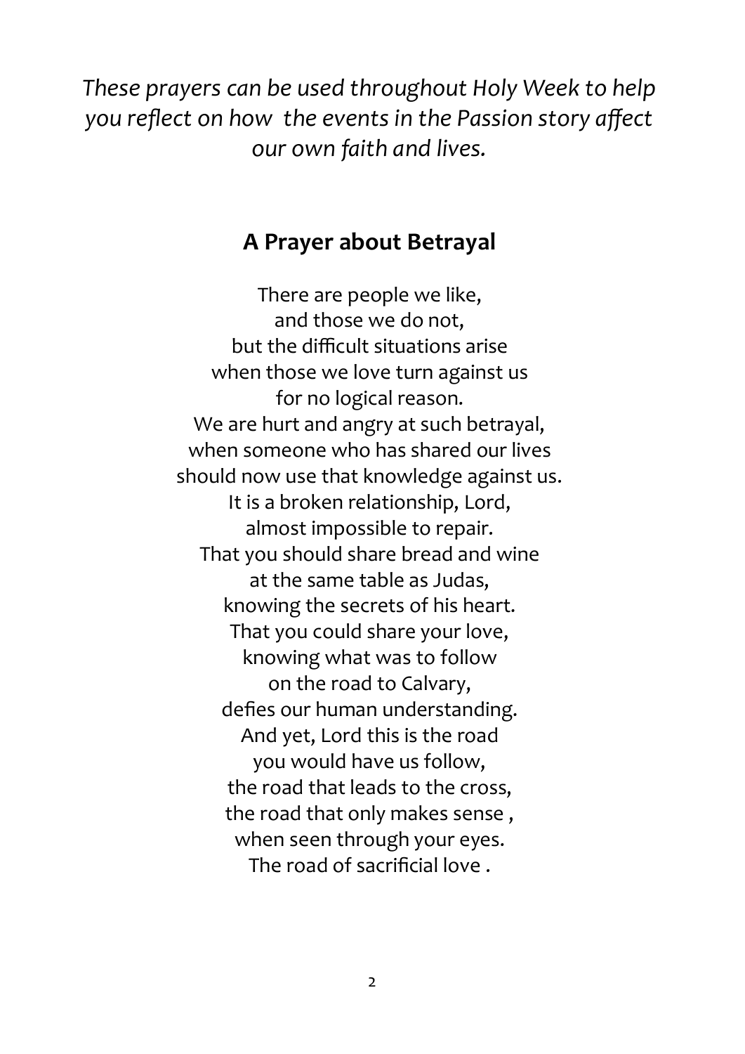*These prayers can be used throughout Holy Week to help you reflect on how the events in the Passion story affect our own faith and lives.*

## A Prayer about Betrayal

There are people we like,  
and those we do not,  
but the difficult situations arise  
when those we love turn against us  
for no logical reason.  
We are hurt and angry at such betrayal,  
when someone who has shared our lives  
should now use that knowledge against us.  
It is a broken relationship, Lord,  
almost impossible to repair.  
That you should share bread and wine  
at the same table as Judas,  
knowing the secrets of his heart.  
That you could share your love,  
knowing what was to follow  
on the road to Calvary,  
defies our human understanding.  
And yet, Lord this is the road  
you would have us follow,  
the road that leads to the cross,  
the road that only makes sense ,  
when seen through your eyes.  
The road of sacrificial love .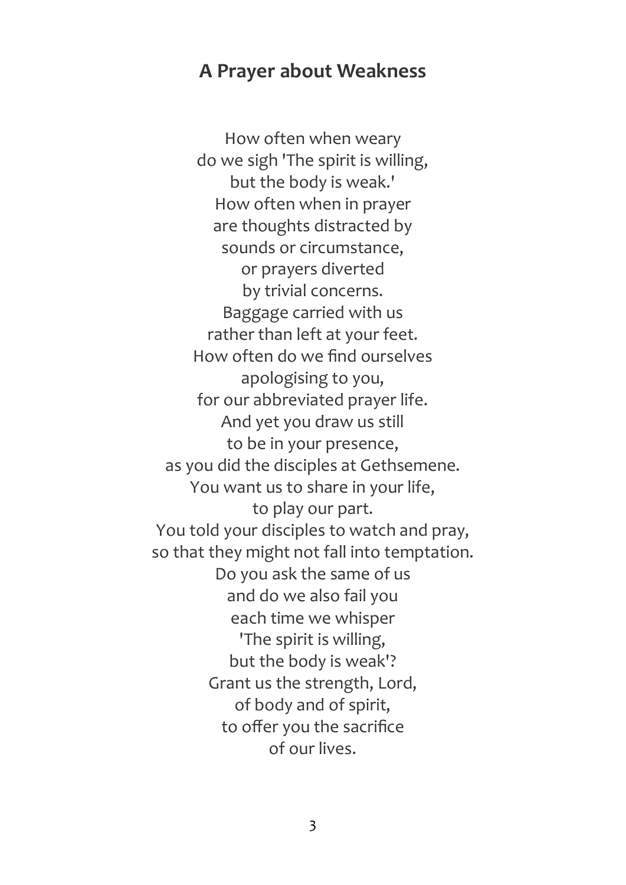## A Prayer about Weakness

How often when weary  
do we sigh 'The spirit is willing,  
but the body is weak.'  
How often when in prayer  
are thoughts distracted by  
sounds or circumstance,  
or prayers diverted  
by trivial concerns.  
Baggage carried with us  
rather than left at your feet.  
How often do we find ourselves  
apologising to you,  
for our abbreviated prayer life.  
And yet you draw us still  
to be in your presence,  
as you did the disciples at Gethsemene.  
You want us to share in your life,  
to play our part.  
You told your disciples to watch and pray,  
so that they might not fall into temptation.  
Do you ask the same of us  
and do we also fail you  
each time we whisper  
'The spirit is willing,  
but the body is weak'?  
Grant us the strength, Lord,  
of body and of spirit,  
to offer you the sacrifice  
of our lives.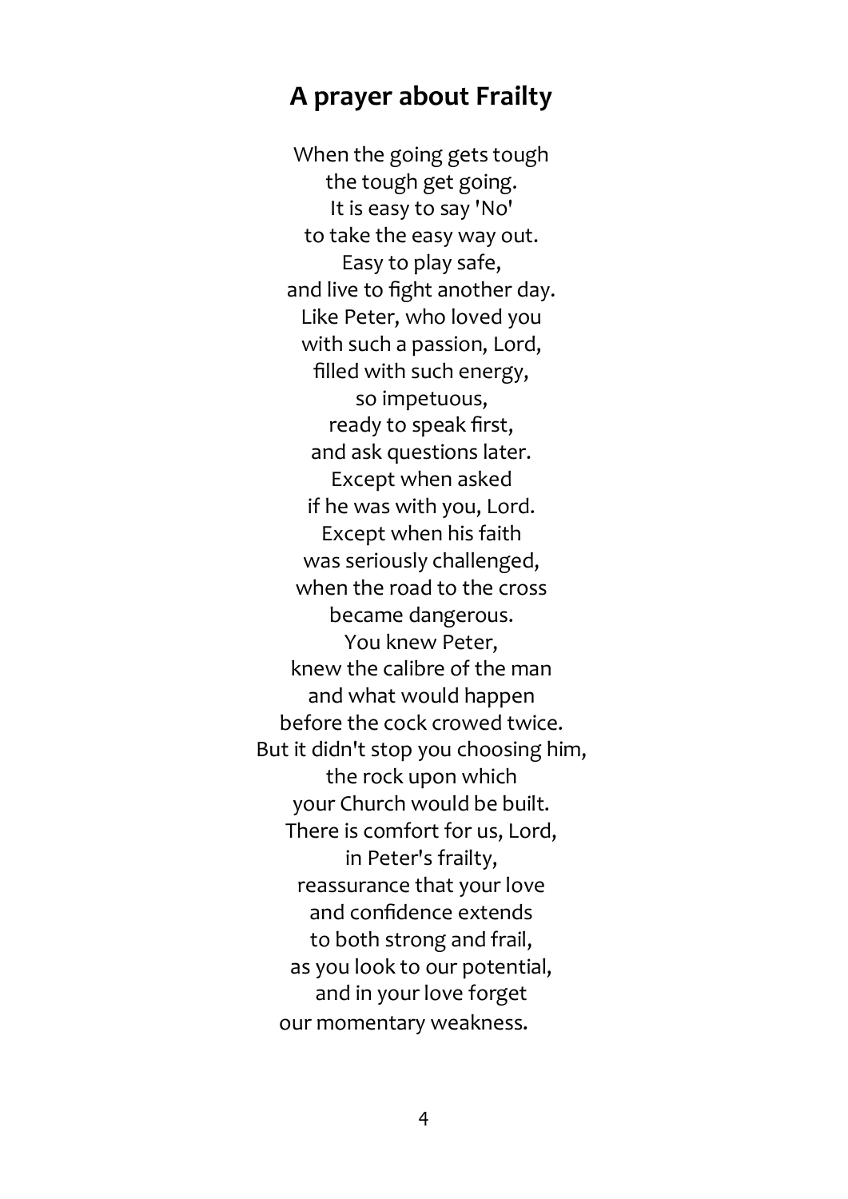## A prayer about Frailty

When the going gets tough  
the tough get going.  
It is easy to say 'No'  
to take the easy way out.  
Easy to play safe,  
and live to fight another day.  
Like Peter, who loved you  
with such a passion, Lord,  
filled with such energy,  
so impetuous,  
ready to speak first,  
and ask questions later.  
Except when asked  
if he was with you, Lord.  
Except when his faith  
was seriously challenged,  
when the road to the cross  
became dangerous.  
You knew Peter,  
knew the calibre of the man  
and what would happen  
before the cock crowed twice.  
But it didn't stop you choosing him,  
the rock upon which  
your Church would be built.  
There is comfort for us, Lord,  
in Peter's frailty,  
reassurance that your love  
and confidence extends  
to both strong and frail,  
as you look to our potential,  
and in your love forget  
our momentary weakness.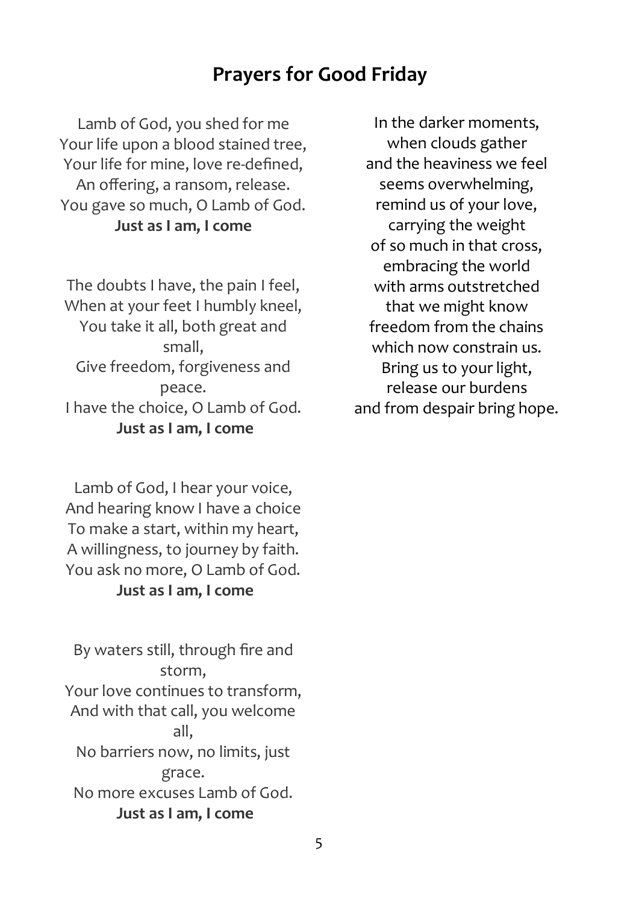## Prayers for Good Friday

Lamb of God, you shed for me
Your life upon a blood stained tree,
Your life for mine, love re-defined,
An offering, a ransom, release.
You gave so much, O Lamb of God.
**Just as I am, I come**

The doubts I have, the pain I feel,
When at your feet I humbly kneel,
You take it all, both great and small,
Give freedom, forgiveness and peace.
I have the choice, O Lamb of God.
**Just as I am, I come**

Lamb of God, I hear your voice,
And hearing know I have a choice
To make a start, within my heart,
A willingness, to journey by faith.
You ask no more, O Lamb of God.
**Just as I am, I come**

By waters still, through fire and storm,
Your love continues to transform,
And with that call, you welcome all,
No barriers now, no limits, just grace.
No more excuses Lamb of God.
**Just as I am, I come**

In the darker moments,
when clouds gather
and the heaviness we feel
seems overwhelming,
remind us of your love,
carrying the weight
of so much in that cross,
embracing the world
with arms outstretched
that we might know
freedom from the chains
which now constrain us.
Bring us to your light,
release our burdens
and from despair bring hope.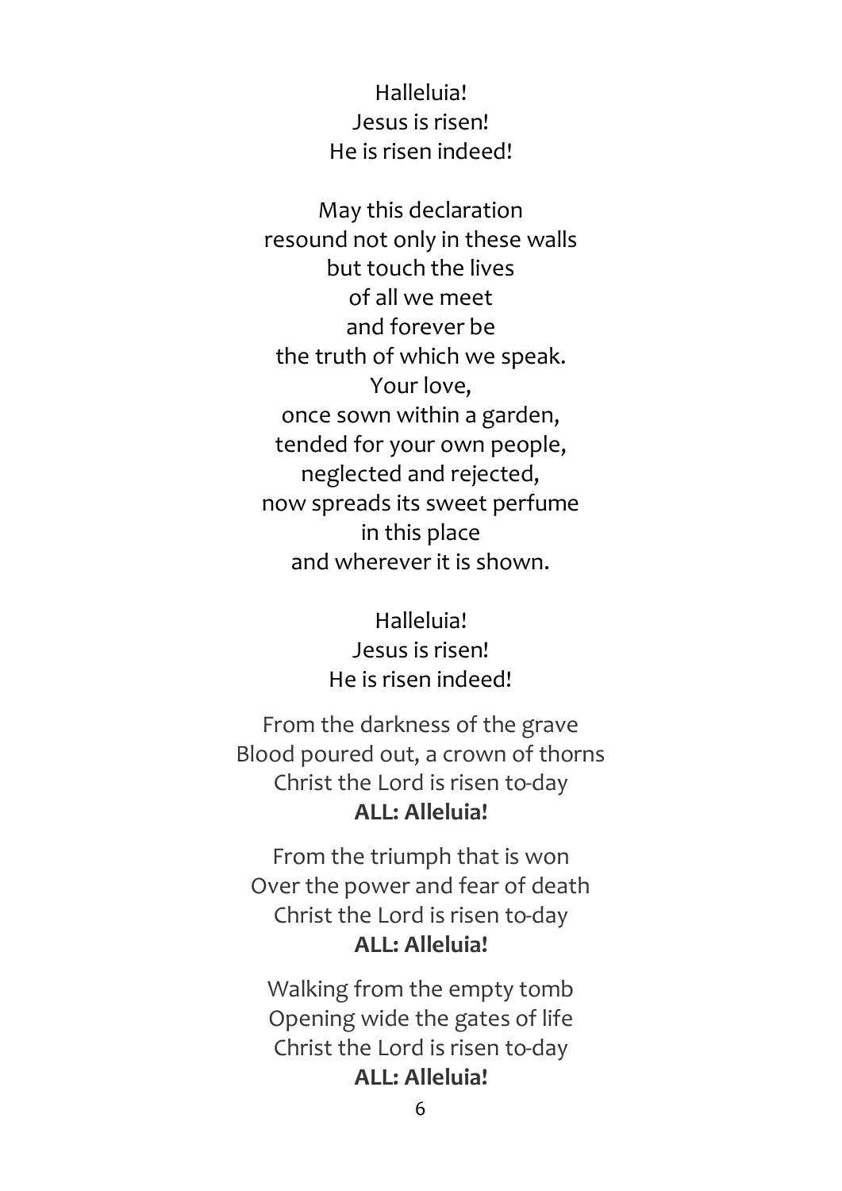Halleluia!
Jesus is risen!
He is risen indeed!

May this declaration
resound not only in these walls
but touch the lives
of all we meet
and forever be
the truth of which we speak.
Your love,
once sown within a garden,
tended for your own people,
neglected and rejected,
now spreads its sweet perfume
in this place
and wherever it is shown.

Halleluia!
Jesus is risen!
He is risen indeed!

From the darkness of the grave
Blood poured out, a crown of thorns
Christ the Lord is risen to-day
**ALL: Alleluia!**

From the triumph that is won
Over the power and fear of death
Christ the Lord is risen to-day
**ALL: Alleluia!**

Walking from the empty tomb
Opening wide the gates of life
Christ the Lord is risen to-day
**ALL: Alleluia!**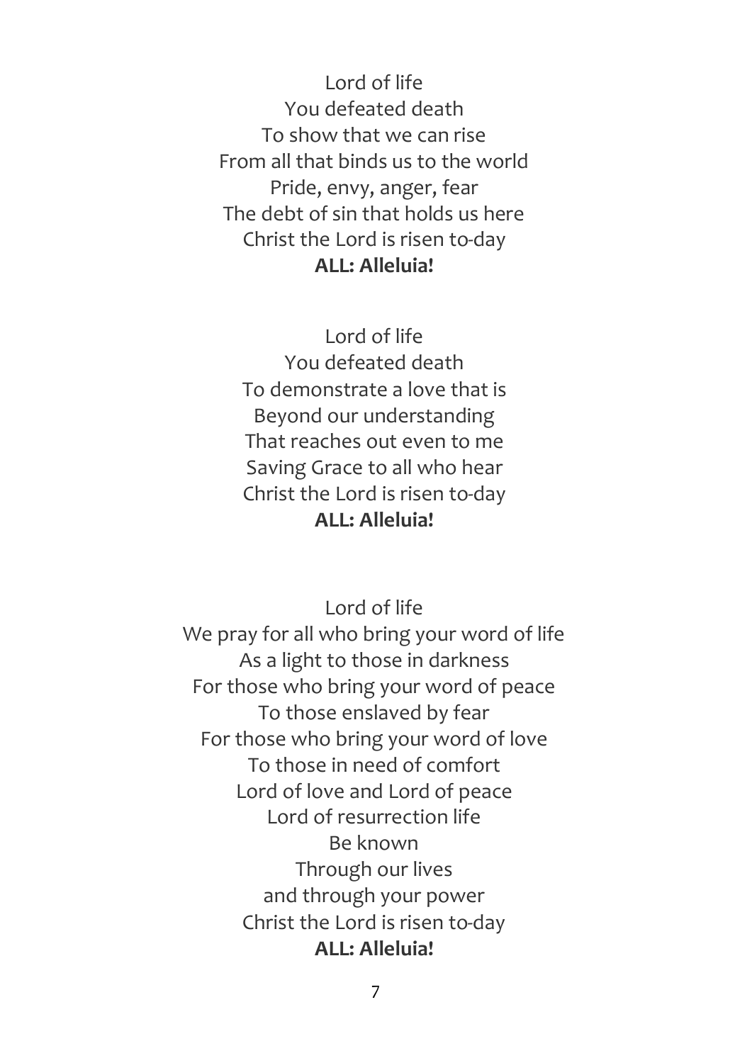Lord of life
You defeated death
To show that we can rise
From all that binds us to the world
Pride, envy, anger, fear
The debt of sin that holds us here
Christ the Lord is risen to-day
**ALL: Alleluia!**

Lord of life
You defeated death
To demonstrate a love that is
Beyond our understanding
That reaches out even to me
Saving Grace to all who hear
Christ the Lord is risen to-day
**ALL: Alleluia!**

Lord of life
We pray for all who bring your word of life
As a light to those in darkness
For those who bring your word of peace
To those enslaved by fear
For those who bring your word of love
To those in need of comfort
Lord of love and Lord of peace
Lord of resurrection life
Be known
Through our lives
and through your power
Christ the Lord is risen to-day
**ALL: Alleluia!**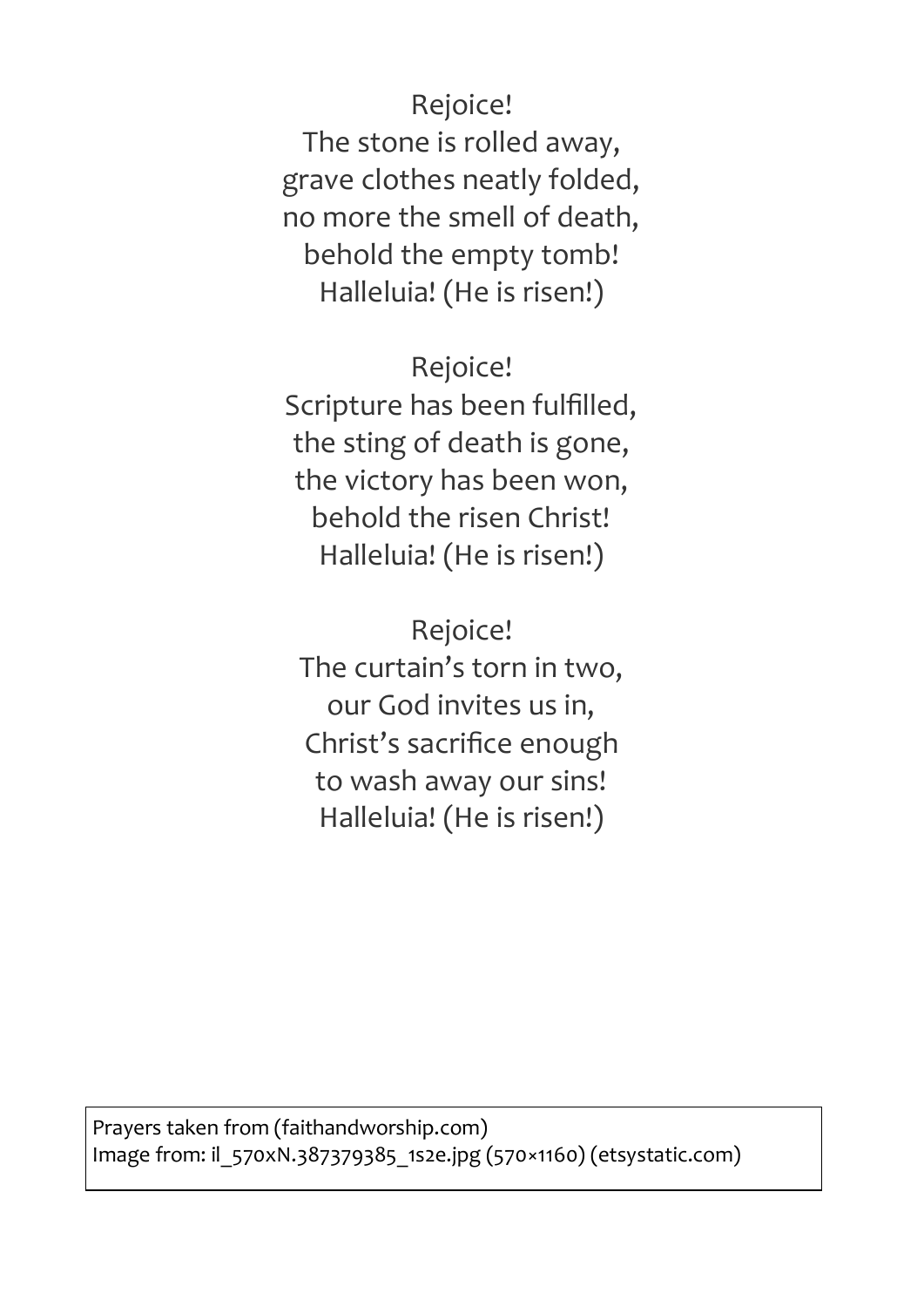Rejoice!
The stone is rolled away,
grave clothes neatly folded,
no more the smell of death,
behold the empty tomb!
Halleluia! (He is risen!)

Rejoice!
Scripture has been fulfilled,
the sting of death is gone,
the victory has been won,
behold the risen Christ!
Halleluia! (He is risen!)

Rejoice!
The curtain's torn in two,
our God invites us in,
Christ's sacrifice enough
to wash away our sins!
Halleluia! (He is risen!)

Prayers taken from (faithandworship.com)
Image from: il_570xN.387379385_1s2e.jpg (570×1160) (etsystatic.com)